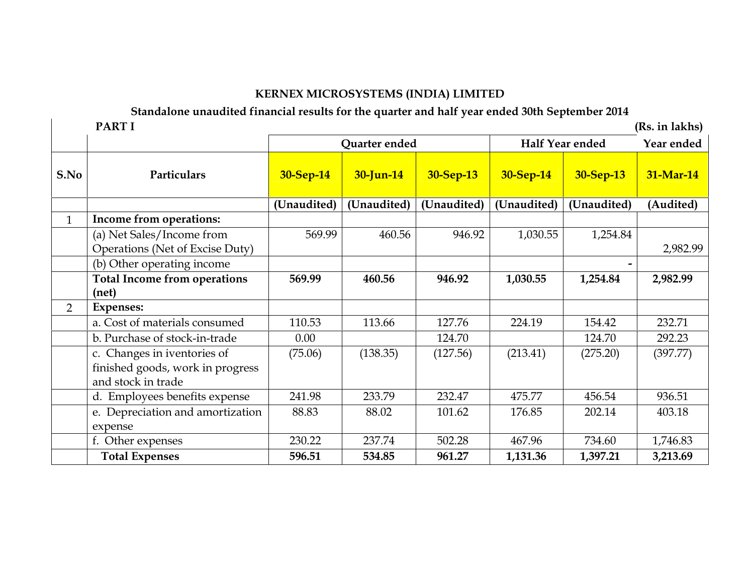# KERNEX MICROSYSTEMS (INDIA) LIMITED

## Standalone unaudited financial results for the quarter and half year ended 30th September 2014

| | **PART I** | | | | | | **(Rs. in lakhs)** |
|---|---|---|---|---|---|---|---|
| | | **Quarter ended** | | | **Half Year ended** | | **Year ended** |
| **S.No** | **Particulars** | **30-Sep-14** | **30-Jun-14** | **30-Sep-13** | **30-Sep-14** | **30-Sep-13** | **31-Mar-14** |
| | | **(Unaudited)** | **(Unaudited)** | **(Unaudited)** | **(Unaudited)** | **(Unaudited)** | **(Audited)** |
| 1 | **Income from operations:** | | | | | | |
| | (a) Net Sales/Income from Operations (Net of Excise Duty) | 569.99 | 460.56 | 946.92 | 1,030.55 | 1,254.84 | 2,982.99 |
| | (b) Other operating income | | | | | - | |
| | **Total Income from operations (net)** | **569.99** | **460.56** | **946.92** | **1,030.55** | **1,254.84** | **2,982.99** |
| 2 | **Expenses:** | | | | | | |
| | a. Cost of materials consumed | 110.53 | 113.66 | 127.76 | 224.19 | 154.42 | 232.71 |
| | b. Purchase of stock-in-trade | 0.00 | | 124.70 | | 124.70 | 292.23 |
| | c. Changes in iventories of finished goods, work in progress and stock in trade | (75.06) | (138.35) | (127.56) | (213.41) | (275.20) | (397.77) |
| | d. Employees benefits expense | 241.98 | 233.79 | 232.47 | 475.77 | 456.54 | 936.51 |
| | e. Depreciation and amortization expense | 88.83 | 88.02 | 101.62 | 176.85 | 202.14 | 403.18 |
| | f. Other expenses | 230.22 | 237.74 | 502.28 | 467.96 | 734.60 | 1,746.83 |
| | **Total Expenses** | **596.51** | **534.85** | **961.27** | **1,131.36** | **1,397.21** | **3,213.69** |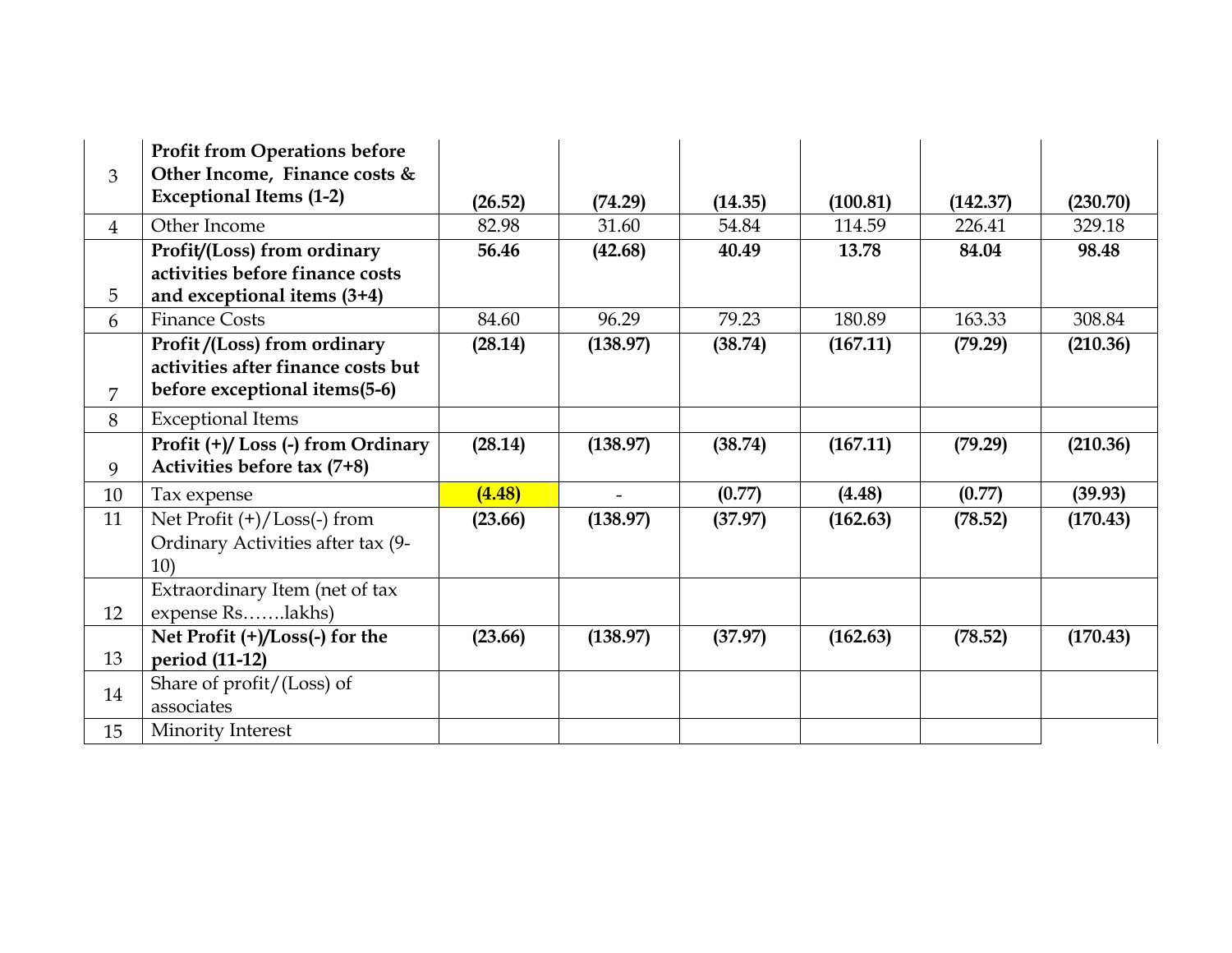| | | | | | | | |
|---|---|---|---|---|---|---|---|
| 3 | **Profit from Operations before Other Income, Finance costs & Exceptional Items (1-2)** | **(26.52)** | **(74.29)** | **(14.35)** | **(100.81)** | **(142.37)** | **(230.70)** |
| 4 | Other Income | 82.98 | 31.60 | 54.84 | 114.59 | 226.41 | 329.18 |
| 5 | **Profit/(Loss) from ordinary activities before finance costs and exceptional items (3+4)** | **56.46** | **(42.68)** | **40.49** | **13.78** | **84.04** | **98.48** |
| 6 | Finance Costs | 84.60 | 96.29 | 79.23 | 180.89 | 163.33 | 308.84 |
| 7 | **Profit /(Loss) from ordinary activities after finance costs but before exceptional items(5-6)** | **(28.14)** | **(138.97)** | **(38.74)** | **(167.11)** | **(79.29)** | **(210.36)** |
| 8 | Exceptional Items | | | | | | |
| 9 | **Profit (+)/ Loss (-) from Ordinary Activities before tax (7+8)** | **(28.14)** | **(138.97)** | **(38.74)** | **(167.11)** | **(79.29)** | **(210.36)** |
| 10 | Tax expense | **(4.48)** | - | **(0.77)** | **(4.48)** | **(0.77)** | **(39.93)** |
| 11 | Net Profit (+)/Loss(-) from Ordinary Activities after tax (9-10) | **(23.66)** | **(138.97)** | **(37.97)** | **(162.63)** | **(78.52)** | **(170.43)** |
| 12 | Extraordinary Item (net of tax expense Rs…….lakhs) | | | | | | |
| 13 | **Net Profit (+)/Loss(-) for the period (11-12)** | **(23.66)** | **(138.97)** | **(37.97)** | **(162.63)** | **(78.52)** | **(170.43)** |
| 14 | Share of profit/(Loss) of associates | | | | | | |
| 15 | Minority Interest | | | | | | |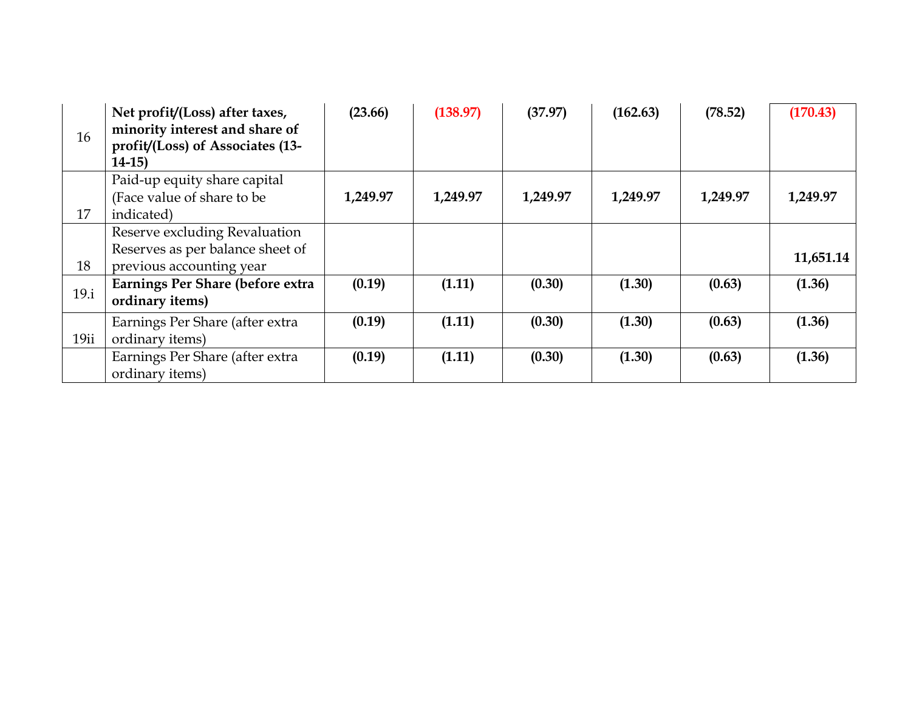| | | | | | | | |
|---|---|---|---|---|---|---|---|
| 16 | **Net profit/(Loss) after taxes, minority interest and share of profit/(Loss) of Associates (13-14-15)** | **(23.66)** | **(138.97)** | **(37.97)** | **(162.63)** | **(78.52)** | **(170.43)** |
| 17 | Paid-up equity share capital (Face value of share to be indicated) | **1,249.97** | **1,249.97** | **1,249.97** | **1,249.97** | **1,249.97** | **1,249.97** |
| 18 | Reserve excluding Revaluation Reserves as per balance sheet of previous accounting year | | | | | | **11,651.14** |
| 19.i | **Earnings Per Share (before extra ordinary items)** | **(0.19)** | **(1.11)** | **(0.30)** | **(1.30)** | **(0.63)** | **(1.36)** |
| 19ii | Earnings Per Share (after extra ordinary items) | **(0.19)** | **(1.11)** | **(0.30)** | **(1.30)** | **(0.63)** | **(1.36)** |
| | Earnings Per Share (after extra ordinary items) | **(0.19)** | **(1.11)** | **(0.30)** | **(1.30)** | **(0.63)** | **(1.36)** |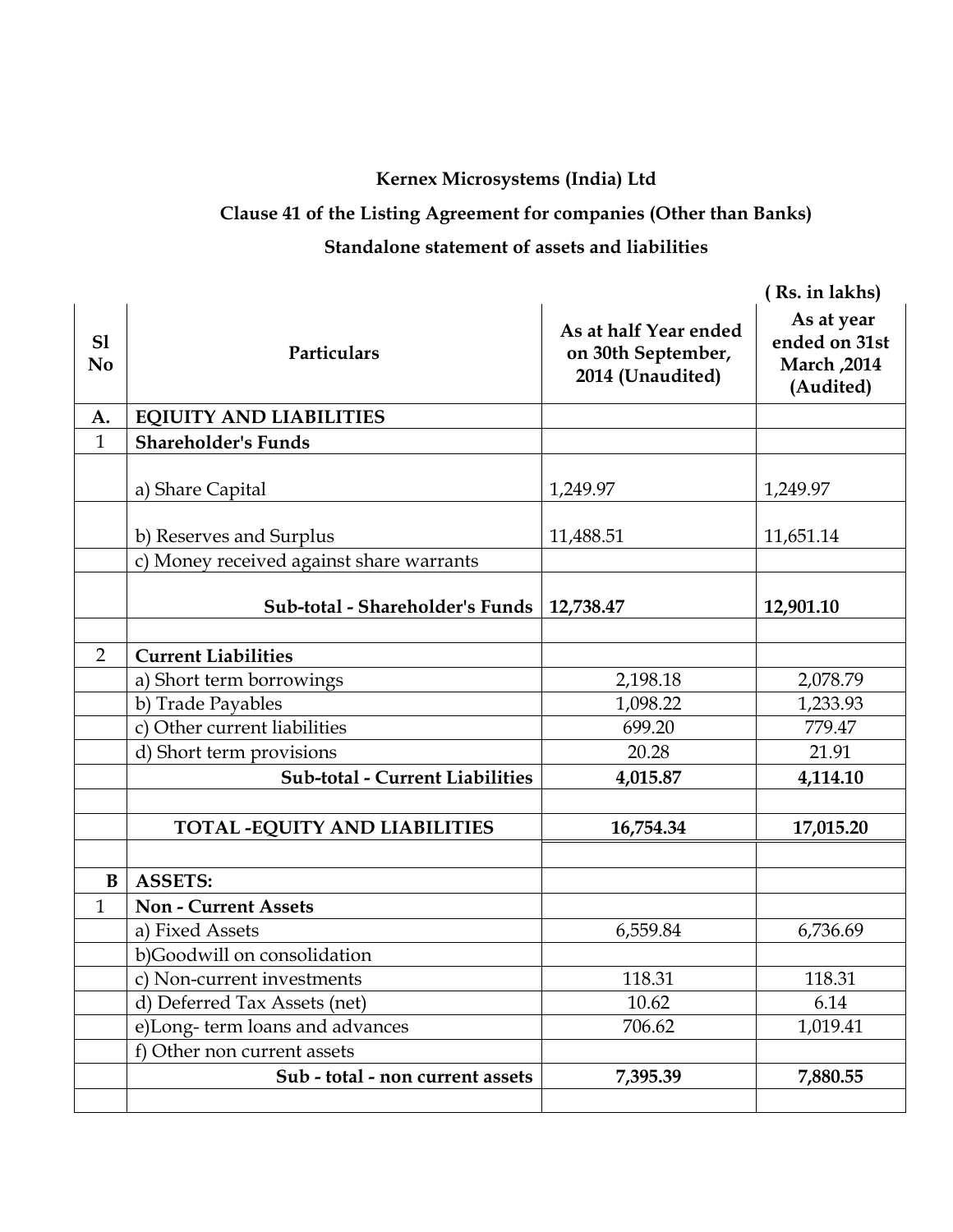**Kernex Microsystems (India) Ltd**

**Clause 41 of the Listing Agreement for companies (Other than Banks)**

**Standalone statement of assets and liabilities**

( Rs. in lakhs)

| Sl No | Particulars | As at half Year ended on 30th September, 2014 (Unaudited) | As at year ended on 31st March ,2014 (Audited) |
|---|---|---|---|
| **A.** | **EQIUITY AND LIABILITIES** | | |
| 1 | **Shareholder's Funds** | | |
| | a) Share Capital | 1,249.97 | 1,249.97 |
| | b) Reserves and Surplus | 11,488.51 | 11,651.14 |
| | c) Money received against share warrants | | |
| | **Sub-total - Shareholder's Funds** | **12,738.47** | **12,901.10** |
| | | | |
| 2 | **Current Liabilities** | | |
| | a) Short term borrowings | 2,198.18 | 2,078.79 |
| | b) Trade Payables | 1,098.22 | 1,233.93 |
| | c) Other current liabilities | 699.20 | 779.47 |
| | d) Short term provisions | 20.28 | 21.91 |
| | **Sub-total - Current Liabilities** | **4,015.87** | **4,114.10** |
| | | | |
| | **TOTAL -EQUITY AND LIABILITIES** | **16,754.34** | **17,015.20** |
| | | | |
| **B** | **ASSETS:** | | |
| 1 | **Non - Current Assets** | | |
| | a) Fixed Assets | 6,559.84 | 6,736.69 |
| | b)Goodwill on consolidation | | |
| | c) Non-current investments | 118.31 | 118.31 |
| | d) Deferred Tax Assets (net) | 10.62 | 6.14 |
| | e)Long- term loans and advances | 706.62 | 1,019.41 |
| | f) Other non current assets | | |
| | **Sub - total - non current assets** | **7,395.39** | **7,880.55** |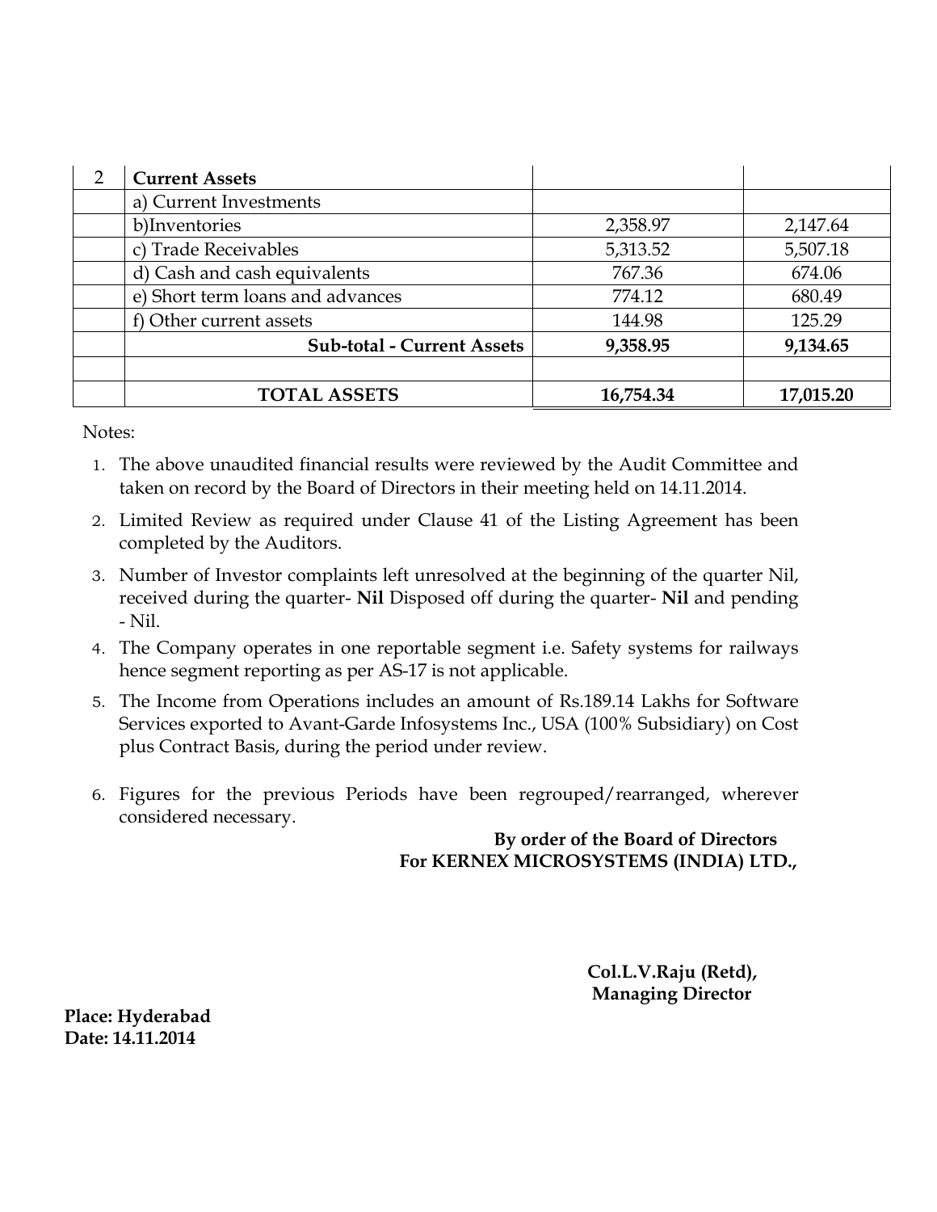| | | | |
|---|---|---|---|
| 2 | **Current Assets** | | |
| | a) Current Investments | | |
| | b)Inventories | 2,358.97 | 2,147.64 |
| | c) Trade Receivables | 5,313.52 | 5,507.18 |
| | d) Cash and cash equivalents | 767.36 | 674.06 |
| | e) Short term loans and advances | 774.12 | 680.49 |
| | f) Other current assets | 144.98 | 125.29 |
| | **Sub-total - Current Assets** | **9,358.95** | **9,134.65** |
| | | | |
| | **TOTAL ASSETS** | **16,754.34** | **17,015.20** |

Notes:

1. The above unaudited financial results were reviewed by the Audit Committee and taken on record by the Board of Directors in their meeting held on 14.11.2014.
2. Limited Review as required under Clause 41 of the Listing Agreement has been completed by the Auditors.
3. Number of Investor complaints left unresolved at the beginning of the quarter Nil, received during the quarter- **Nil** Disposed off during the quarter- **Nil** and pending - Nil.
4. The Company operates in one reportable segment i.e. Safety systems for railways hence segment reporting as per AS-17 is not applicable.
5. The Income from Operations includes an amount of Rs.189.14 Lakhs for Software Services exported to Avant-Garde Infosystems Inc., USA (100% Subsidiary) on Cost plus Contract Basis, during the period under review.
6. Figures for the previous Periods have been regrouped/rearranged, wherever considered necessary.

**By order of the Board of Directors**
**For KERNEX MICROSYSTEMS (INDIA) LTD.,**

**Col.L.V.Raju (Retd),**
**Managing Director**

**Place: Hyderabad**
**Date: 14.11.2014**